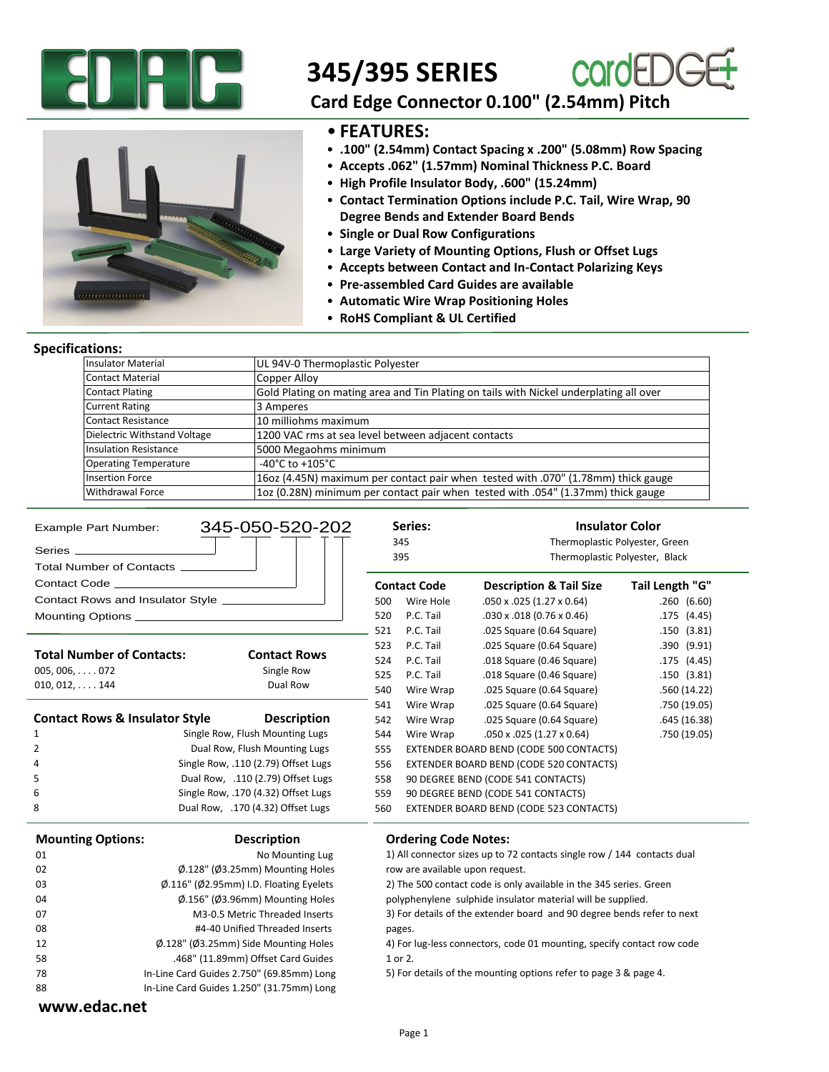# 345/395 SERIES

## Card Edge Connector 0.100" (2.54mm) Pitch

## • FEATURES:

- .100" (2.54mm) Contact Spacing x .200" (5.08mm) Row Spacing
- Accepts .062" (1.57mm) Nominal Thickness P.C. Board
- High Profile Insulator Body, .600" (15.24mm)
- Contact Termination Options include P.C. Tail, Wire Wrap, 90 Degree Bends and Extender Board Bends
- Single or Dual Row Configurations
- Large Variety of Mounting Options, Flush or Offset Lugs
- Accepts between Contact and In-Contact Polarizing Keys
- Pre-assembled Card Guides are available
- Automatic Wire Wrap Positioning Holes
- RoHS Compliant & UL Certified

## Specifications:

| | |
|---|---|
| Insulator Material | UL 94V-0 Thermoplastic Polyester |
| Contact Material | Copper Alloy |
| Contact Plating | Gold Plating on mating area and Tin Plating on tails with Nickel underplating all over |
| Current Rating | 3 Amperes |
| Contact Resistance | 10 milliohms maximum |
| Dielectric Withstand Voltage | 1200 VAC rms at sea level between adjacent contacts |
| Insulation Resistance | 5000 Megaohms minimum |
| Operating Temperature | -40°C to +105°C |
| Insertion Force | 16oz (4.45N) maximum per contact pair when tested with .070" (1.78mm) thick gauge |
| Withdrawal Force | 1oz (0.28N) minimum per contact pair when tested with .054" (1.37mm) thick gauge |

Example Part Number: 345-050-520-202

- Series
- Total Number of Contacts
- Contact Code
- Contact Rows and Insulator Style
- Mounting Options

| Series: | Insulator Color |
|---|---|
| 345 | Thermoplastic Polyester, Green |
| 395 | Thermoplastic Polyester, Black |

| Total Number of Contacts: | Contact Rows |
|---|---|
| 005, 006, . . . . 072 | Single Row |
| 010, 012, . . . . 144 | Dual Row |

| Contact Rows & Insulator Style | Description |
|---|---|
| 1 | Single Row, Flush Mounting Lugs |
| 2 | Dual Row, Flush Mounting Lugs |
| 4 | Single Row, .110 (2.79) Offset Lugs |
| 5 | Dual Row, .110 (2.79) Offset Lugs |
| 6 | Single Row, .170 (4.32) Offset Lugs |
| 8 | Dual Row, .170 (4.32) Offset Lugs |

| Contact Code | | Description & Tail Size | Tail Length "G" |
|---|---|---|---|
| 500 | Wire Hole | .050 x .025 (1.27 x 0.64) | .260 (6.60) |
| 520 | P.C. Tail | .030 x .018 (0.76 x 0.46) | .175 (4.45) |
| 521 | P.C. Tail | .025 Square (0.64 Square) | .150 (3.81) |
| 523 | P.C. Tail | .025 Square (0.64 Square) | .390 (9.91) |
| 524 | P.C. Tail | .018 Square (0.46 Square) | .175 (4.45) |
| 525 | P.C. Tail | .018 Square (0.46 Square) | .150 (3.81) |
| 540 | Wire Wrap | .025 Square (0.64 Square) | .560 (14.22) |
| 541 | Wire Wrap | .025 Square (0.64 Square) | .750 (19.05) |
| 542 | Wire Wrap | .025 Square (0.64 Square) | .645 (16.38) |
| 544 | Wire Wrap | .050 x .025 (1.27 x 0.64) | .750 (19.05) |
| 555 | EXTENDER BOARD BEND (CODE 500 CONTACTS) | | |
| 556 | EXTENDER BOARD BEND (CODE 520 CONTACTS) | | |
| 558 | 90 DEGREE BEND (CODE 541 CONTACTS) | | |
| 559 | 90 DEGREE BEND (CODE 541 CONTACTS) | | |
| 560 | EXTENDER BOARD BEND (CODE 523 CONTACTS) | | |

| Mounting Options: | Description |
|---|---|
| 01 | No Mounting Lug |
| 02 | Ø.128" (Ø3.25mm) Mounting Holes |
| 03 | Ø.116" (Ø2.95mm) I.D. Floating Eyelets |
| 04 | Ø.156" (Ø3.96mm) Mounting Holes |
| 07 | M3-0.5 Metric Threaded Inserts |
| 08 | #4-40 Unified Threaded Inserts |
| 12 | Ø.128" (Ø3.25mm) Side Mounting Holes |
| 58 | .468" (11.89mm) Offset Card Guides |
| 78 | In-Line Card Guides 2.750" (69.85mm) Long |
| 88 | In-Line Card Guides 1.250" (31.75mm) Long |

## Ordering Code Notes:

1) All connector sizes up to 72 contacts single row / 144 contacts dual row are available upon request.
2) The 500 contact code is only available in the 345 series. Green polyphenylene sulphide insulator material will be supplied.
3) For details of the extender board and 90 degree bends refer to next pages.
4) For lug-less connectors, code 01 mounting, specify contact row code 1 or 2.
5) For details of the mounting options refer to page 3 & page 4.

**www.edac.net**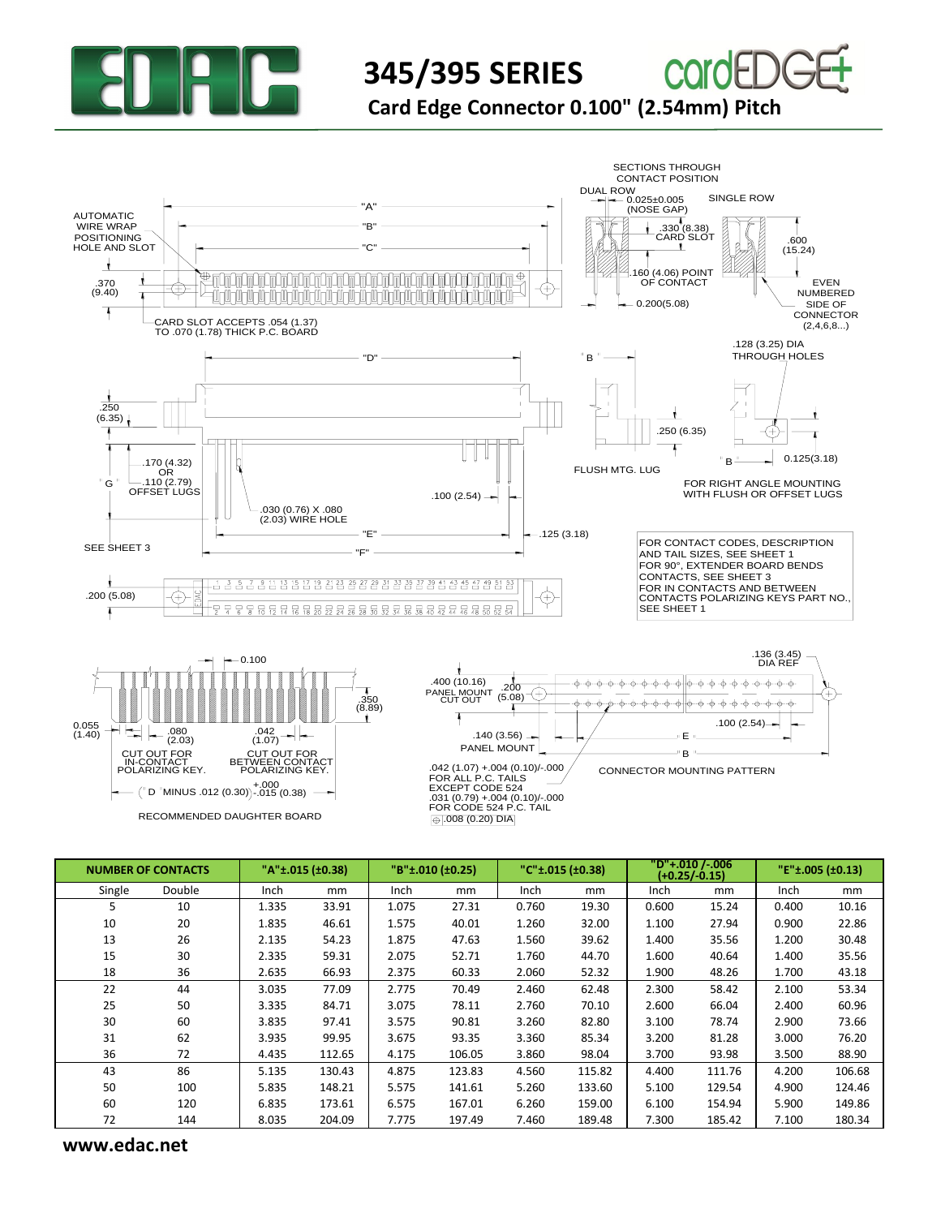# 345/395 SERIES

## Card Edge Connector 0.100" (2.54mm) Pitch

SECTIONS THROUGH CONTACT POSITION

DUAL ROW — 0.025±0.005 (NOSE GAP) — .330 (8.38) CARD SLOT — .160 (4.06) POINT OF CONTACT — 0.200(5.08)

SINGLE ROW — .600 (15.24) — EVEN NUMBERED SIDE OF CONNECTOR (2,4,6,8...)

AUTOMATIC WIRE WRAP POSITIONING HOLE AND SLOT

"A" — "B" — "C"

.370 (9.40)

CARD SLOT ACCEPTS .054 (1.37) TO .070 (1.78) THICK P.C. BOARD

"D"

.250 (6.35)

"G" — .170 (4.32) OR .110 (2.79) OFFSET LUGS

.030 (0.76) X .080 (2.03) WIRE HOLE

.100 (2.54)

"E" — "F" — .125 (3.18)

SEE SHEET 3

"B" — .250 (6.35) — FLUSH MTG. LUG

.128 (3.25) DIA THROUGH HOLES — "B" — 0.125(3.18)

FOR RIGHT ANGLE MOUNTING WITH FLUSH OR OFFSET LUGS

.200 (5.08)

FOR CONTACT CODES, DESCRIPTION AND TAIL SIZES, SEE SHEET 1
FOR 90°, EXTENDER BOARD BENDS CONTACTS, SEE SHEET 3
FOR IN CONTACTS AND BETWEEN CONTACTS POLARIZING KEYS PART NO., SEE SHEET 1

0.100 — .350 (8.89) — 0.055 (1.40) — .080 (2.03) — .042 (1.07)

CUT OUT FOR IN-CONTACT POLARIZING KEY.

CUT OUT FOR BETWEEN CONTACT POLARIZING KEY.

"D" MINUS .012 (0.30) +.000/-.015 (0.38)

RECOMMENDED DAUGHTER BOARD

.400 (10.16) PANEL MOUNT CUT OUT — .200 (5.08) — .140 (3.56) PANEL MOUNT

.136 (3.45) DIA REF — .100 (2.54) — "E" — "B"

.042 (1.07) +.004 (0.10)/-.000 FOR ALL P.C. TAILS EXCEPT CODE 524
.031 (0.79) +.004 (0.10)/-.000 FOR CODE 524 P.C. TAIL
⌖ .008 (0.20) DIA

CONNECTOR MOUNTING PATTERN

| NUMBER OF CONTACTS | | "A"±.015 (±0.38) | | "B"±.010 (±0.25) | | "C"±.015 (±0.38) | | "D"+.010 /-.006 (+0.25/-0.15) | | "E"±.005 (±0.13) | |
|---|---|---|---|---|---|---|---|---|---|---|---|
| Single | Double | Inch | mm | Inch | mm | Inch | mm | Inch | mm | Inch | mm |
| 5 | 10 | 1.335 | 33.91 | 1.075 | 27.31 | 0.760 | 19.30 | 0.600 | 15.24 | 0.400 | 10.16 |
| 10 | 20 | 1.835 | 46.61 | 1.575 | 40.01 | 1.260 | 32.00 | 1.100 | 27.94 | 0.900 | 22.86 |
| 13 | 26 | 2.135 | 54.23 | 1.875 | 47.63 | 1.560 | 39.62 | 1.400 | 35.56 | 1.200 | 30.48 |
| 15 | 30 | 2.335 | 59.31 | 2.075 | 52.71 | 1.760 | 44.70 | 1.600 | 40.64 | 1.400 | 35.56 |
| 18 | 36 | 2.635 | 66.93 | 2.375 | 60.33 | 2.060 | 52.32 | 1.900 | 48.26 | 1.700 | 43.18 |
| 22 | 44 | 3.035 | 77.09 | 2.775 | 70.49 | 2.460 | 62.48 | 2.300 | 58.42 | 2.100 | 53.34 |
| 25 | 50 | 3.335 | 84.71 | 3.075 | 78.11 | 2.760 | 70.10 | 2.600 | 66.04 | 2.400 | 60.96 |
| 30 | 60 | 3.835 | 97.41 | 3.575 | 90.81 | 3.260 | 82.80 | 3.100 | 78.74 | 2.900 | 73.66 |
| 31 | 62 | 3.935 | 99.95 | 3.675 | 93.35 | 3.360 | 85.34 | 3.200 | 81.28 | 3.000 | 76.20 |
| 36 | 72 | 4.435 | 112.65 | 4.175 | 106.05 | 3.860 | 98.04 | 3.700 | 93.98 | 3.500 | 88.90 |
| 43 | 86 | 5.135 | 130.43 | 4.875 | 123.83 | 4.560 | 115.82 | 4.400 | 111.76 | 4.200 | 106.68 |
| 50 | 100 | 5.835 | 148.21 | 5.575 | 141.61 | 5.260 | 133.60 | 5.100 | 129.54 | 4.900 | 124.46 |
| 60 | 120 | 6.835 | 173.61 | 6.575 | 167.01 | 6.260 | 159.00 | 6.100 | 154.94 | 5.900 | 149.86 |
| 72 | 144 | 8.035 | 204.09 | 7.775 | 197.49 | 7.460 | 189.48 | 7.300 | 185.42 | 7.100 | 180.34 |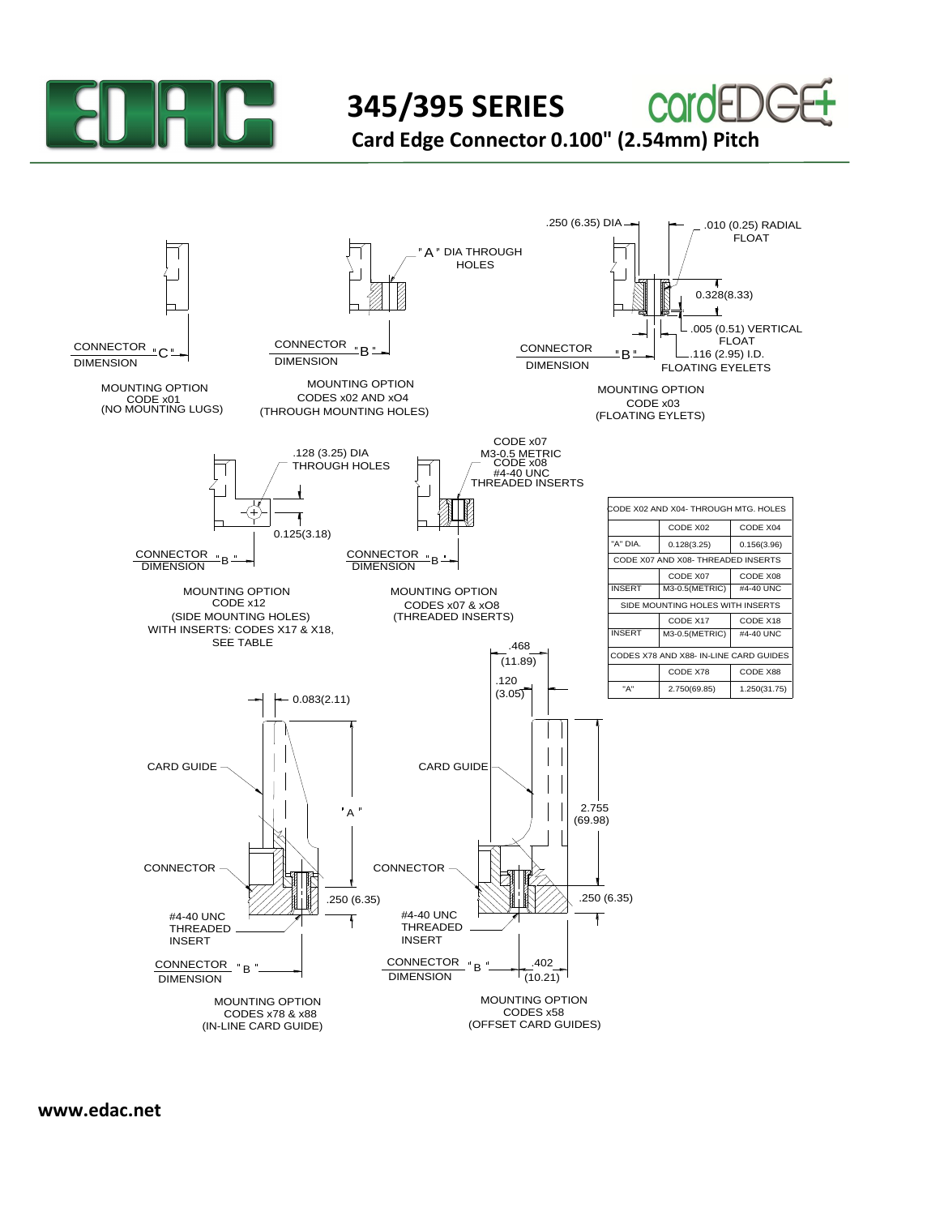# 345/395 SERIES

## Card Edge Connector 0.100" (2.54mm) Pitch

CONNECTOR "C" DIMENSION

MOUNTING OPTION
CODE x01
(NO MOUNTING LUGS)

"A" DIA THROUGH HOLES

CONNECTOR "B" DIMENSION

MOUNTING OPTION
CODES x02 AND xO4
(THROUGH MOUNTING HOLES)

.250 (6.35) DIA

.010 (0.25) RADIAL FLOAT

0.328(8.33)

.005 (0.51) VERTICAL FLOAT

.116 (2.95) I.D.
FLOATING EYELETS

CONNECTOR "B" DIMENSION

MOUNTING OPTION
CODE x03
(FLOATING EYLETS)

.128 (3.25) DIA
THROUGH HOLES

0.125(3.18)

CONNECTOR "B" DIMENSION

MOUNTING OPTION
CODE x12
(SIDE MOUNTING HOLES)
WITH INSERTS: CODES X17 & X18,
SEE TABLE

CODE x07
M3-0.5 METRIC
CODE x08
#4-40 UNC
THREADED INSERTS

CONNECTOR "B" DIMENSION

MOUNTING OPTION
CODES x07 & xO8
(THREADED INSERTS)

| CODE X02 AND X04- THROUGH MTG. HOLES | | |
|---|---|---|
| | CODE X02 | CODE X04 |
| "A" DIA. | 0.128(3.25) | 0.156(3.96) |
| CODE X07 AND X08- THREADED INSERTS | | |
| | CODE X07 | CODE X08 |
| INSERT | M3-0.5(METRIC) | #4-40 UNC |
| SIDE MOUNTING HOLES WITH INSERTS | | |
| | CODE X17 | CODE X18 |
| INSERT | M3-0.5(METRIC) | #4-40 UNC |
| CODES X78 AND X88- IN-LINE CARD GUIDES | | |
| | CODE X78 | CODE X88 |
| "A" | 2.750(69.85) | 1.250(31.75) |

0.083(2.11)

CARD GUIDE

"A"

CONNECTOR

.250 (6.35)

#4-40 UNC THREADED INSERT

CONNECTOR "B" DIMENSION

MOUNTING OPTION
CODES x78 & x88
(IN-LINE CARD GUIDE)

.468 (11.89)

.120 (3.05)

CARD GUIDE

2.755 (69.98)

CONNECTOR

.250 (6.35)

#4-40 UNC THREADED INSERT

CONNECTOR "B" DIMENSION

.402 (10.21)

MOUNTING OPTION
CODES x58
(OFFSET CARD GUIDES)

**www.edac.net**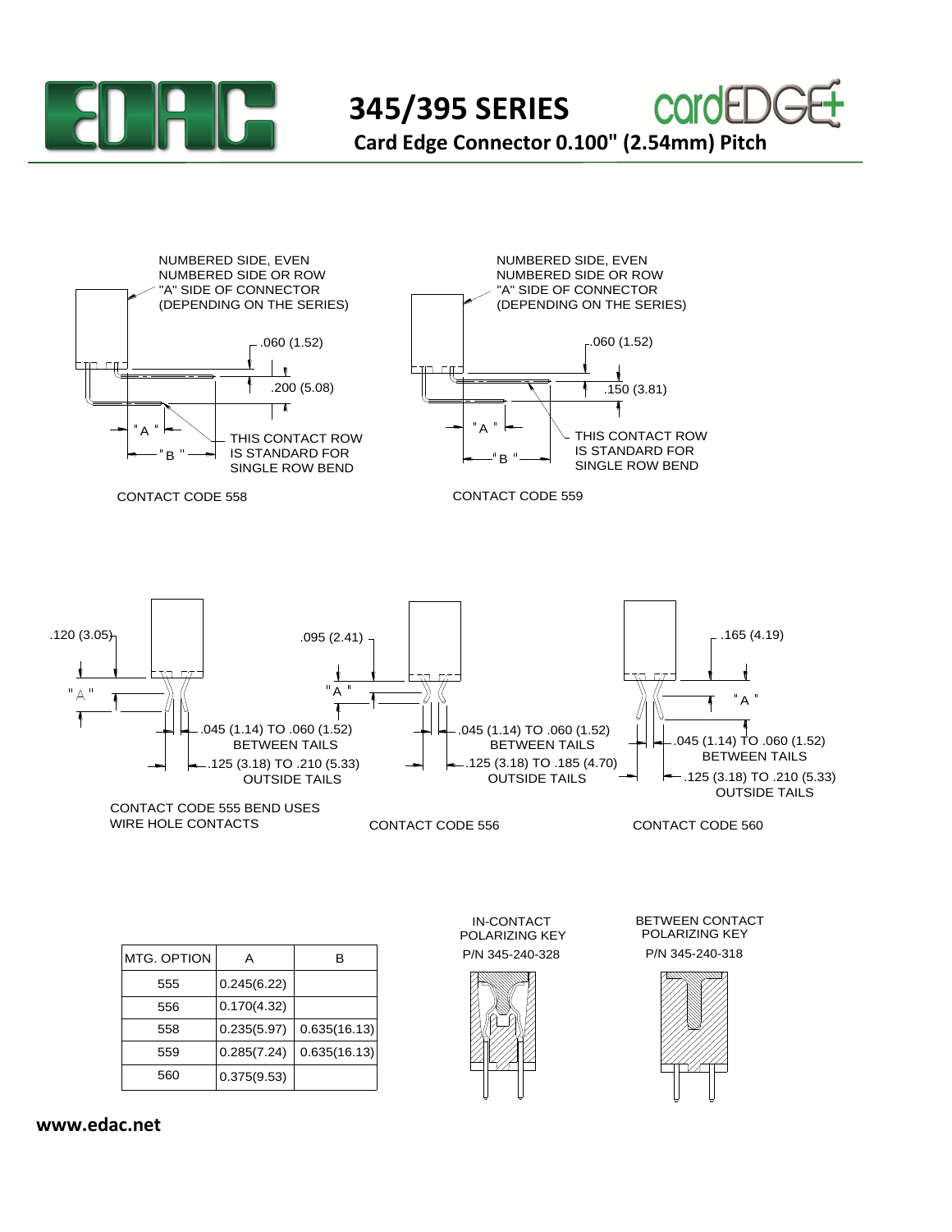# 345/395 SERIES

**Card Edge Connector 0.100" (2.54mm) Pitch**

NUMBERED SIDE, EVEN NUMBERED SIDE OR ROW "A" SIDE OF CONNECTOR (DEPENDING ON THE SERIES)

.060 (1.52)

.200 (5.08)

"A"

"B"

THIS CONTACT ROW IS STANDARD FOR SINGLE ROW BEND

CONTACT CODE 558

NUMBERED SIDE, EVEN NUMBERED SIDE OR ROW "A" SIDE OF CONNECTOR (DEPENDING ON THE SERIES)

.060 (1.52)

.150 (3.81)

"A"

"B"

THIS CONTACT ROW IS STANDARD FOR SINGLE ROW BEND

CONTACT CODE 559

.120 (3.05)

"A"

.045 (1.14) TO .060 (1.52) BETWEEN TAILS

.125 (3.18) TO .210 (5.33) OUTSIDE TAILS

CONTACT CODE 555 BEND USES WIRE HOLE CONTACTS

.095 (2.41)

"A"

.045 (1.14) TO .060 (1.52) BETWEEN TAILS

.125 (3.18) TO .185 (4.70) OUTSIDE TAILS

CONTACT CODE 556

.165 (4.19)

"A"

.045 (1.14) TO .060 (1.52) BETWEEN TAILS

.125 (3.18) TO .210 (5.33) OUTSIDE TAILS

CONTACT CODE 560

| MTG. OPTION | A | B |
|---|---|---|
| 555 | 0.245(6.22) | |
| 556 | 0.170(4.32) | |
| 558 | 0.235(5.97) | 0.635(16.13) |
| 559 | 0.285(7.24) | 0.635(16.13) |
| 560 | 0.375(9.53) | |

IN-CONTACT POLARIZING KEY

P/N 345-240-328

BETWEEN CONTACT POLARIZING KEY

P/N 345-240-318

**www.edac.net**